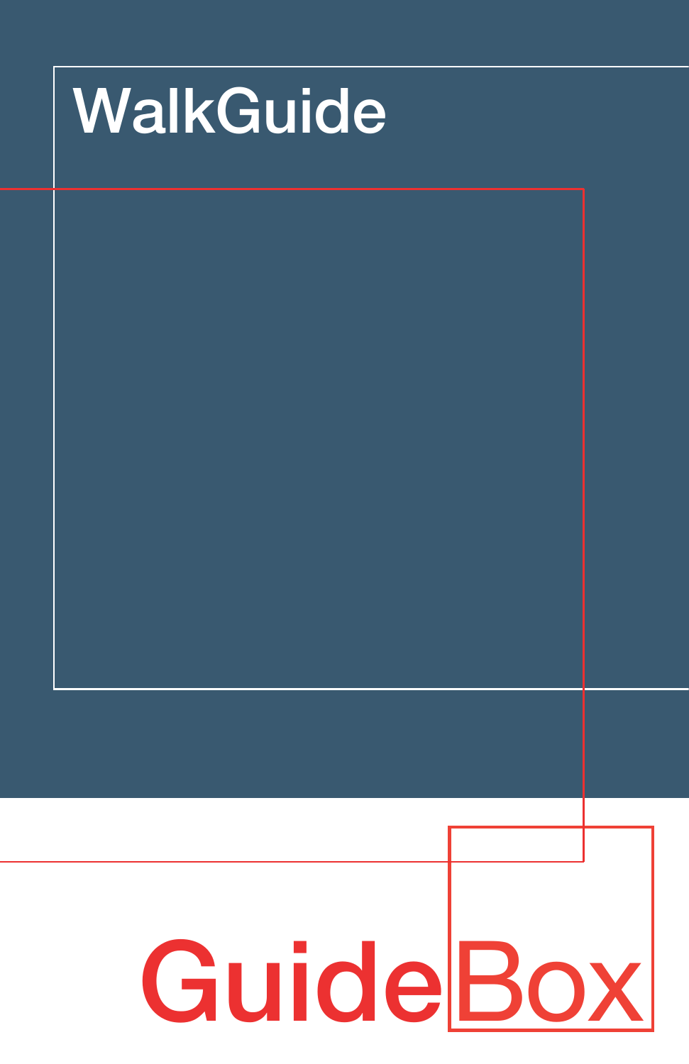# WalkGuide

GuideBox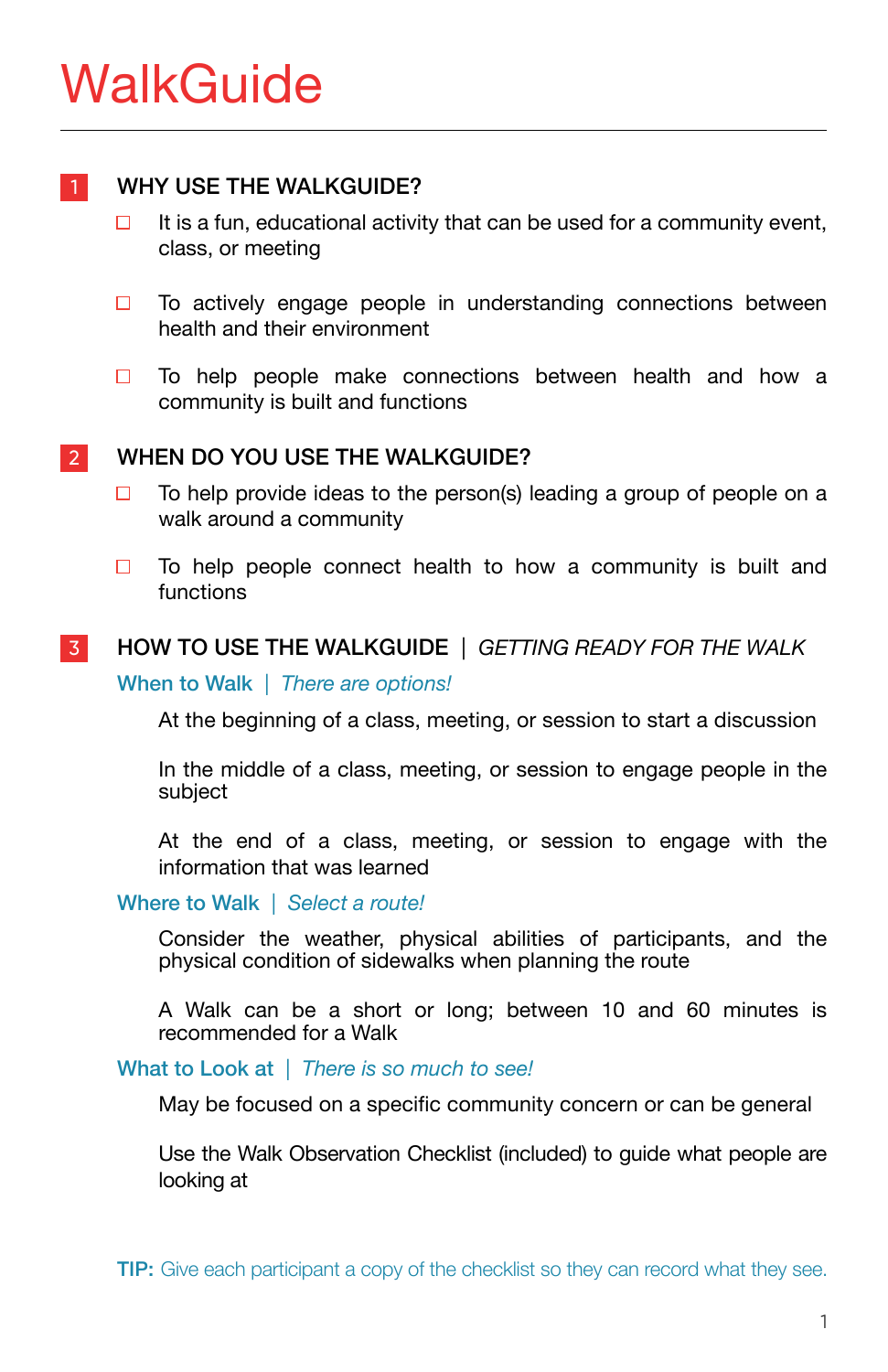# WalkGuide

## 1 WHY USE THE WALKGUIDE?

- ☐ It is a fun, educational activity that can be used for a community event, class, or meeting
- ☐ To actively engage people in understanding connections between health and their environment
- ☐ To help people make connections between health and how a community is built and functions

## 2 WHEN DO YOU USE THE WALKGUIDE?

- ☐ To help provide ideas to the person(s) leading a group of people on a walk around a community
- ☐ To help people connect health to how a community is built and functions

## 3 HOW TO USE THE WALKGUIDE | *GETTING READY FOR THE WALK*

### When to Walk | *There are options!*

At the beginning of a class, meeting, or session to start a discussion

In the middle of a class, meeting, or session to engage people in the subject

At the end of a class, meeting, or session to engage with the information that was learned

### Where to Walk | *Select a route!*

Consider the weather, physical abilities of participants, and the physical condition of sidewalks when planning the route

A Walk can be a short or long; between 10 and 60 minutes is recommended for a Walk

### What to Look at | *There is so much to see!*

May be focused on a specific community concern or can be general

Use the Walk Observation Checklist (included) to guide what people are looking at

**TIP:** Give each participant a copy of the checklist so they can record what they see.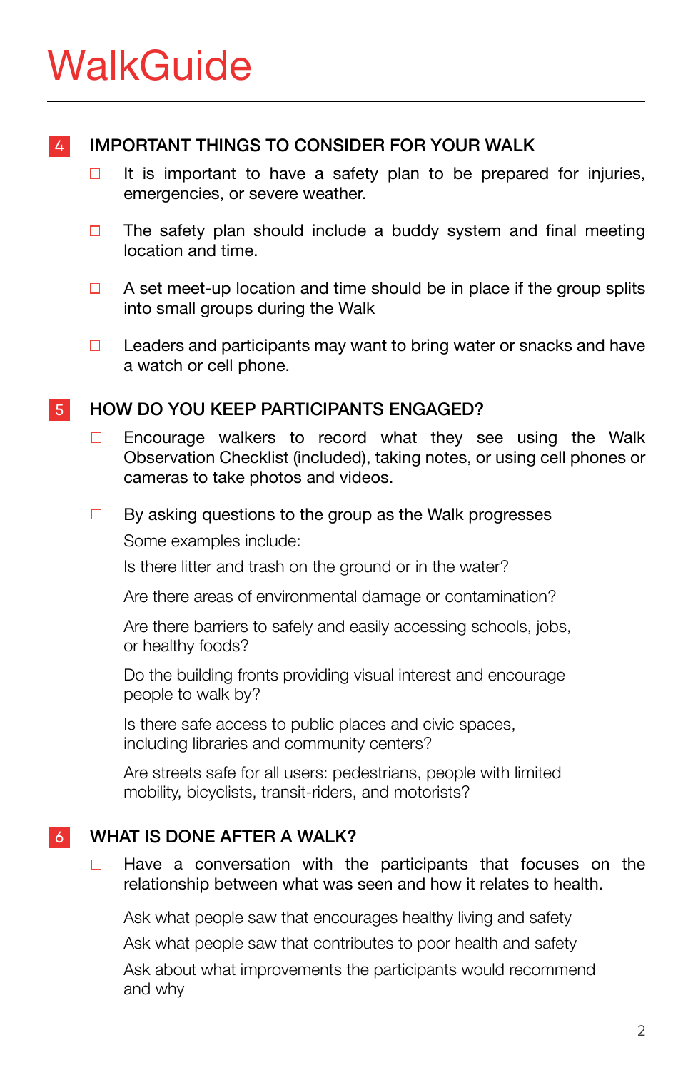# WalkGuide

## 4 IMPORTANT THINGS TO CONSIDER FOR YOUR WALK

- ☐ It is important to have a safety plan to be prepared for injuries, emergencies, or severe weather.
- ☐ The safety plan should include a buddy system and final meeting location and time.
- ☐ A set meet-up location and time should be in place if the group splits into small groups during the Walk
- ☐ Leaders and participants may want to bring water or snacks and have a watch or cell phone.

## 5 HOW DO YOU KEEP PARTICIPANTS ENGAGED?

- ☐ Encourage walkers to record what they see using the Walk Observation Checklist (included), taking notes, or using cell phones or cameras to take photos and videos.
- ☐ By asking questions to the group as the Walk progresses

  Some examples include:

  Is there litter and trash on the ground or in the water?

  Are there areas of environmental damage or contamination?

  Are there barriers to safely and easily accessing schools, jobs, or healthy foods?

  Do the building fronts providing visual interest and encourage people to walk by?

  Is there safe access to public places and civic spaces, including libraries and community centers?

  Are streets safe for all users: pedestrians, people with limited mobility, bicyclists, transit-riders, and motorists?

## 6 WHAT IS DONE AFTER A WALK?

- ☐ Have a conversation with the participants that focuses on the relationship between what was seen and how it relates to health.

  Ask what people saw that encourages healthy living and safety

  Ask what people saw that contributes to poor health and safety

  Ask about what improvements the participants would recommend and why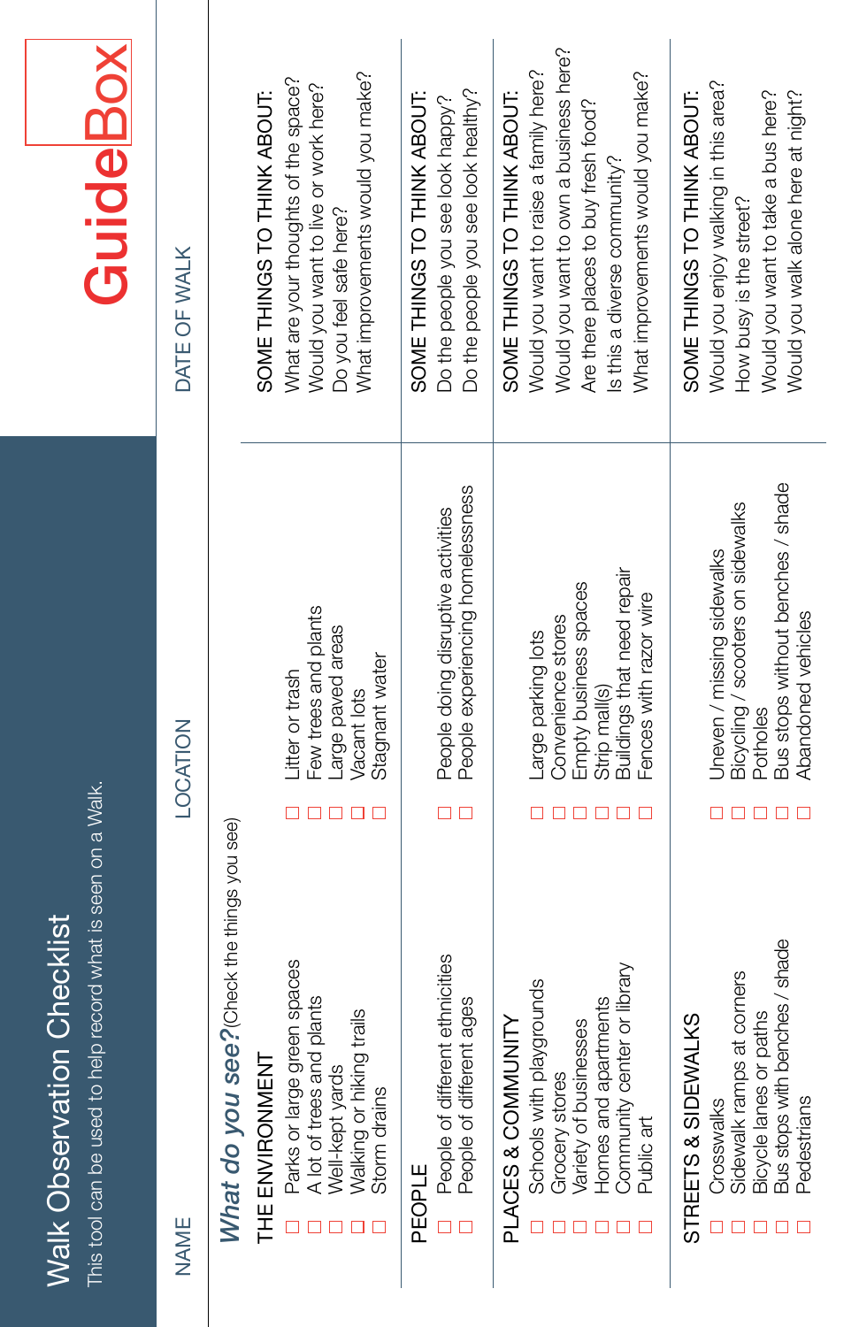# Walk Observation Checklist

This tool can be used to help record what is seen on a Walk.

GuideBox

NAME

LOCATION

DATE OF WALK

***What do you see?*** (Check the things you see)

## THE ENVIRONMENT

- ☐ Parks or large green spaces
- ☐ A lot of trees and plants
- ☐ Well-kept yards
- ☐ Walking or hiking trails
- ☐ Storm drains
- ☐ Litter or trash
- ☐ Few trees and plants
- ☐ Large paved areas
- ☐ Vacant lots
- ☐ Stagnant water

SOME THINGS TO THINK ABOUT:
What are your thoughts of the space?
Would you want to live or work here?
Do you feel safe here?
What improvements would you make?

## PEOPLE

- ☐ People of different ethnicities
- ☐ People of different ages
- ☐ People doing disruptive activities
- ☐ People experiencing homelessness

SOME THINGS TO THINK ABOUT:
Do the people you see look happy?
Do the people you see look healthy?

## PLACES & COMMUNITY

- ☐ Schools with playgrounds
- ☐ Grocery stores
- ☐ Variety of businesses
- ☐ Homes and apartments
- ☐ Community center or library
- ☐ Public art
- ☐ Large parking lots
- ☐ Convenience stores
- ☐ Empty business spaces
- ☐ Strip mall(s)
- ☐ Buildings that need repair
- ☐ Fences with razor wire

SOME THINGS TO THINK ABOUT:
Would you want to raise a family here?
Would you want to own a business here?
Are there places to buy fresh food?
Is this a diverse community?
What improvements would you make?

## STREETS & SIDEWALKS

- ☐ Crosswalks
- ☐ Sidewalk ramps at corners
- ☐ Bicycle lanes or paths
- ☐ Bus stops with benches / shade
- ☐ Pedestrians
- ☐ Uneven / missing sidewalks
- ☐ Bicycling / scooters on sidewalks
- ☐ Potholes
- ☐ Bus stops without benches / shade
- ☐ Abandoned vehicles

SOME THINGS TO THINK ABOUT:
Would you enjoy walking in this area?
How busy is the street?
Would you want to take a bus here?
Would you walk alone here at night?